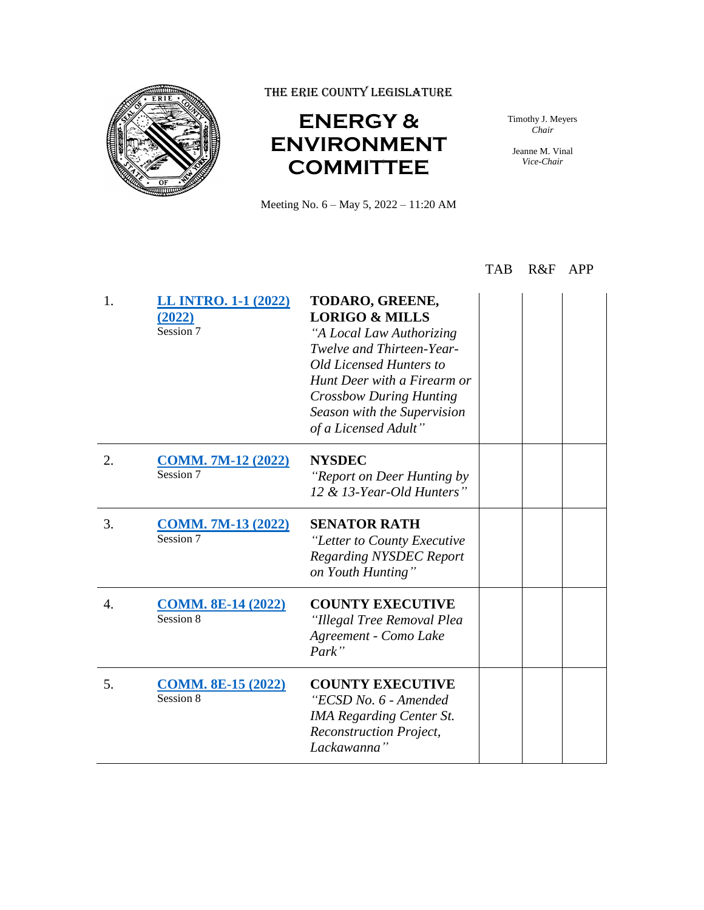THE ERIE COUNTY LEGISLATURE

# ENERGY & ENVIRONMENT COMMITTEE

Timothy J. Meyers
*Chair*

Jeanne M. Vinal
*Vice-Chair*

Meeting No. 6 – May 5, 2022 – 11:20 AM

| | | | TAB | R&F | APP |
|---|---|---|---|---|---|
| 1. | LL INTRO. 1-1 (2022) (2022) Session 7 | **TODARO, GREENE, LORIGO & MILLS** *"A Local Law Authorizing Twelve and Thirteen-Year-Old Licensed Hunters to Hunt Deer with a Firearm or Crossbow During Hunting Season with the Supervision of a Licensed Adult"* | | | |
| 2. | COMM. 7M-12 (2022) Session 7 | **NYSDEC** *"Report on Deer Hunting by 12 & 13-Year-Old Hunters"* | | | |
| 3. | COMM. 7M-13 (2022) Session 7 | **SENATOR RATH** *"Letter to County Executive Regarding NYSDEC Report on Youth Hunting"* | | | |
| 4. | COMM. 8E-14 (2022) Session 8 | **COUNTY EXECUTIVE** *"Illegal Tree Removal Plea Agreement - Como Lake Park"* | | | |
| 5. | COMM. 8E-15 (2022) Session 8 | **COUNTY EXECUTIVE** *"ECSD No. 6 - Amended IMA Regarding Center St. Reconstruction Project, Lackawanna"* | | | |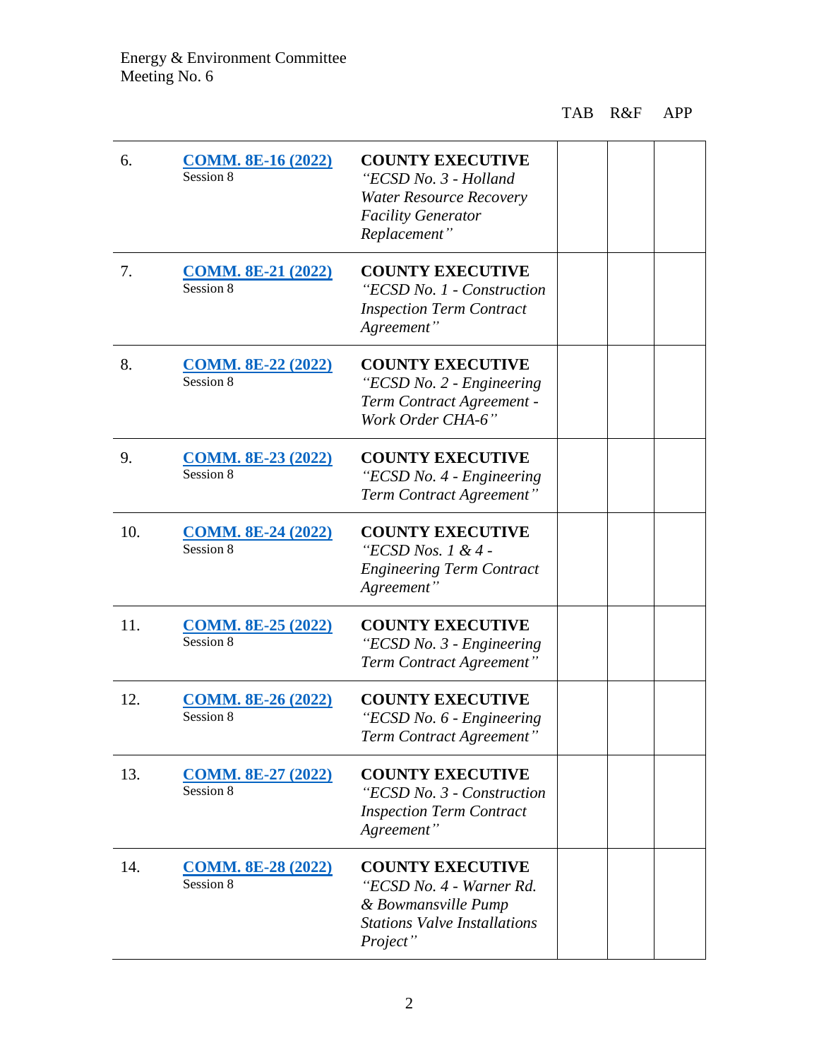| | | | TAB | R&F | APP |
|---|---|---|---|---|---|
| 6. | **COMM. 8E-16 (2022)** Session 8 | **COUNTY EXECUTIVE** *"ECSD No. 3 - Holland Water Resource Recovery Facility Generator Replacement"* | | | |
| 7. | **COMM. 8E-21 (2022)** Session 8 | **COUNTY EXECUTIVE** *"ECSD No. 1 - Construction Inspection Term Contract Agreement"* | | | |
| 8. | **COMM. 8E-22 (2022)** Session 8 | **COUNTY EXECUTIVE** *"ECSD No. 2 - Engineering Term Contract Agreement - Work Order CHA-6"* | | | |
| 9. | **COMM. 8E-23 (2022)** Session 8 | **COUNTY EXECUTIVE** *"ECSD No. 4 - Engineering Term Contract Agreement"* | | | |
| 10. | **COMM. 8E-24 (2022)** Session 8 | **COUNTY EXECUTIVE** *"ECSD Nos. 1 & 4 - Engineering Term Contract Agreement"* | | | |
| 11. | **COMM. 8E-25 (2022)** Session 8 | **COUNTY EXECUTIVE** *"ECSD No. 3 - Engineering Term Contract Agreement"* | | | |
| 12. | **COMM. 8E-26 (2022)** Session 8 | **COUNTY EXECUTIVE** *"ECSD No. 6 - Engineering Term Contract Agreement"* | | | |
| 13. | **COMM. 8E-27 (2022)** Session 8 | **COUNTY EXECUTIVE** *"ECSD No. 3 - Construction Inspection Term Contract Agreement"* | | | |
| 14. | **COMM. 8E-28 (2022)** Session 8 | **COUNTY EXECUTIVE** *"ECSD No. 4 - Warner Rd. & Bowmansville Pump Stations Valve Installations Project"* | | | |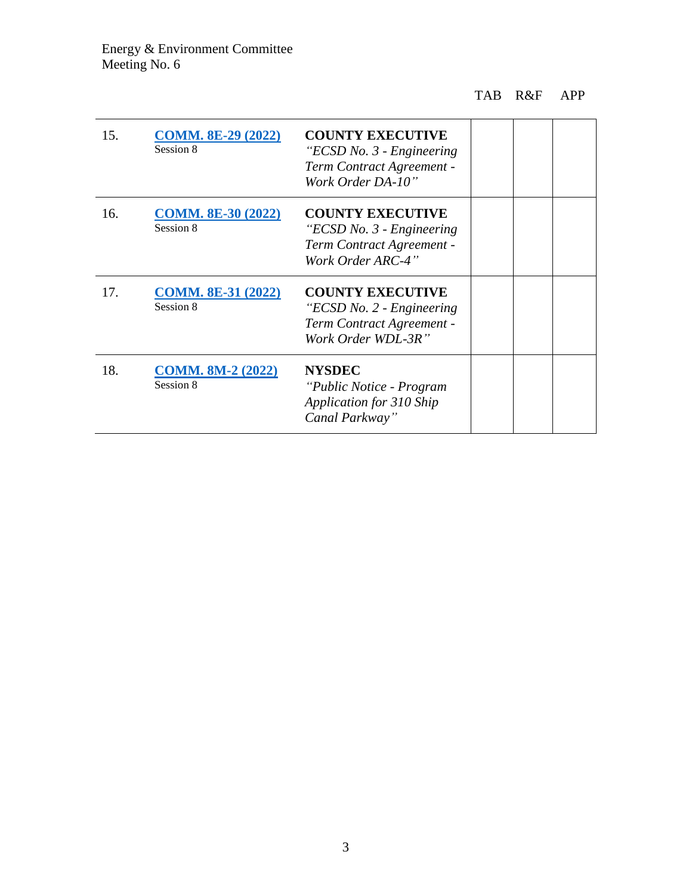Energy & Environment Committee
Meeting No. 6

| | | | TAB | R&F | APP |
|---|---|---|---|---|---|
| 15. | **COMM. 8E-29 (2022)** Session 8 | **COUNTY EXECUTIVE** *"ECSD No. 3 - Engineering Term Contract Agreement - Work Order DA-10"* | | | |
| 16. | **COMM. 8E-30 (2022)** Session 8 | **COUNTY EXECUTIVE** *"ECSD No. 3 - Engineering Term Contract Agreement - Work Order ARC-4"* | | | |
| 17. | **COMM. 8E-31 (2022)** Session 8 | **COUNTY EXECUTIVE** *"ECSD No. 2 - Engineering Term Contract Agreement - Work Order WDL-3R"* | | | |
| 18. | **COMM. 8M-2 (2022)** Session 8 | **NYSDEC** *"Public Notice - Program Application for 310 Ship Canal Parkway"* | | | |